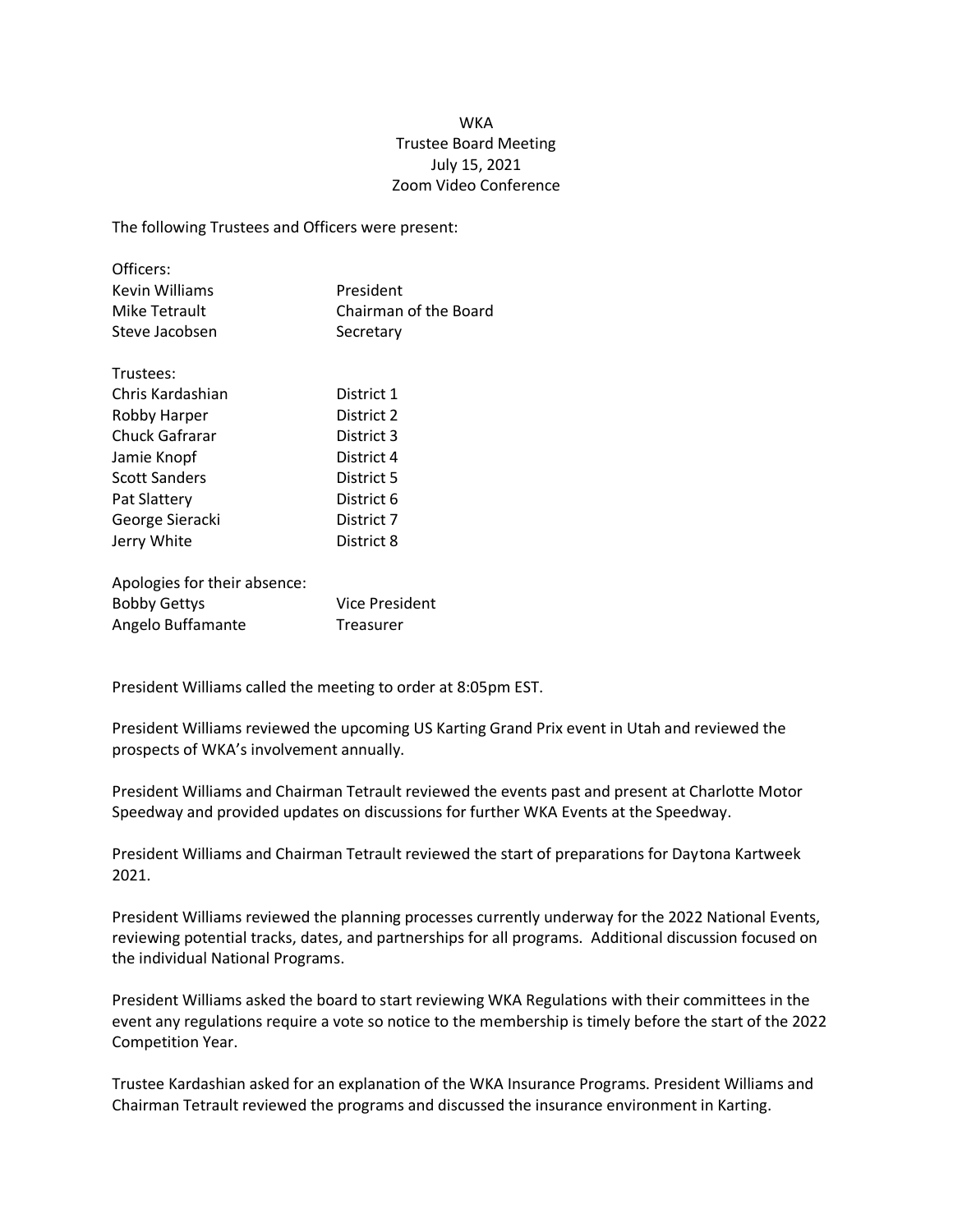WKA
Trustee Board Meeting
July 15, 2021
Zoom Video Conference

The following Trustees and Officers were present:

| Officers: | |
|---|---|
| Kevin Williams | President |
| Mike Tetrault | Chairman of the Board |
| Steve Jacobsen | Secretary |

| Trustees: | |
|---|---|
| Chris Kardashian | District 1 |
| Robby Harper | District 2 |
| Chuck Gafrarar | District 3 |
| Jamie Knopf | District 4 |
| Scott Sanders | District 5 |
| Pat Slattery | District 6 |
| George Sieracki | District 7 |
| Jerry White | District 8 |

| Apologies for their absence: | |
|---|---|
| Bobby Gettys | Vice President |
| Angelo Buffamante | Treasurer |

President Williams called the meeting to order at 8:05pm EST.

President Williams reviewed the upcoming US Karting Grand Prix event in Utah and reviewed the prospects of WKA's involvement annually.

President Williams and Chairman Tetrault reviewed the events past and present at Charlotte Motor Speedway and provided updates on discussions for further WKA Events at the Speedway.

President Williams and Chairman Tetrault reviewed the start of preparations for Daytona Kartweek 2021.

President Williams reviewed the planning processes currently underway for the 2022 National Events, reviewing potential tracks, dates, and partnerships for all programs. Additional discussion focused on the individual National Programs.

President Williams asked the board to start reviewing WKA Regulations with their committees in the event any regulations require a vote so notice to the membership is timely before the start of the 2022 Competition Year.

Trustee Kardashian asked for an explanation of the WKA Insurance Programs. President Williams and Chairman Tetrault reviewed the programs and discussed the insurance environment in Karting.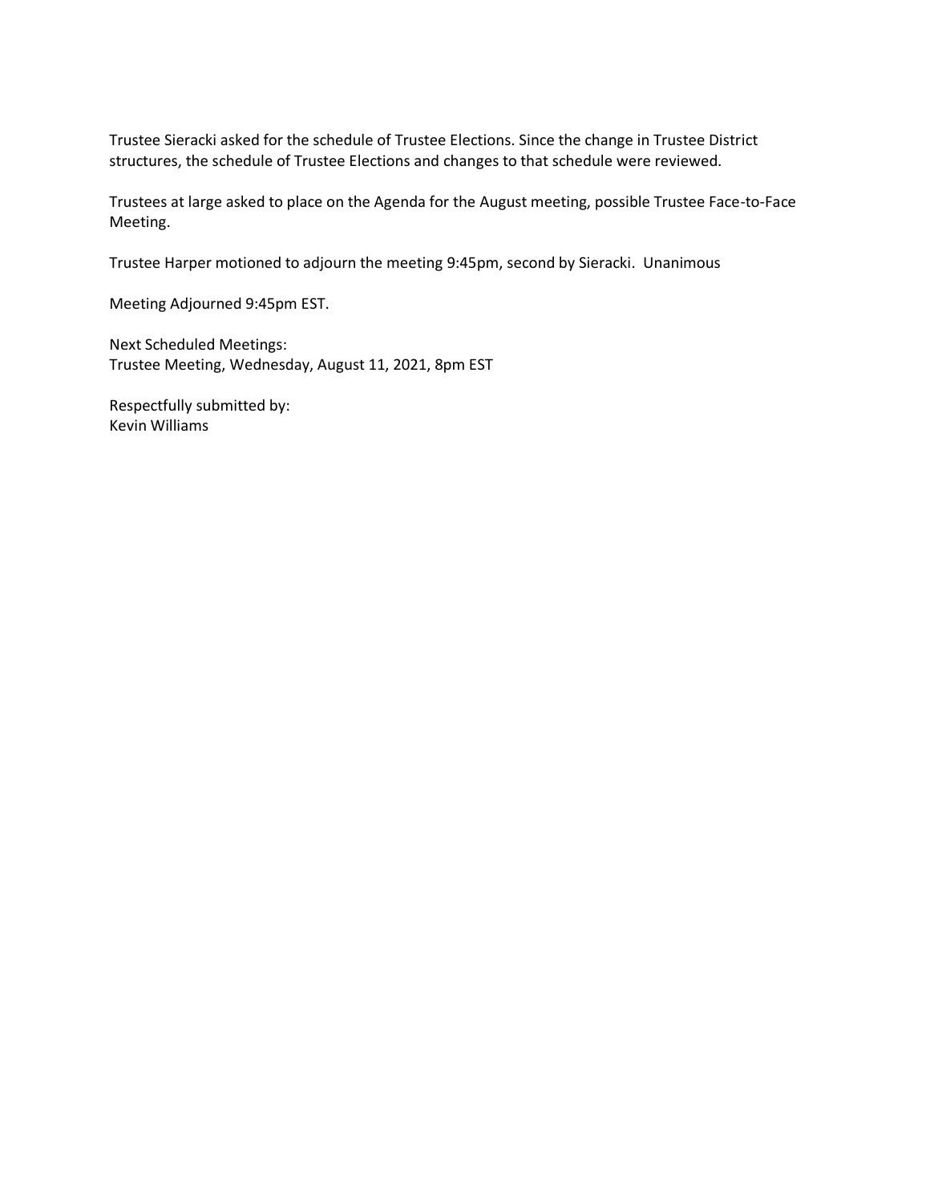Trustee Sieracki asked for the schedule of Trustee Elections. Since the change in Trustee District structures, the schedule of Trustee Elections and changes to that schedule were reviewed.

Trustees at large asked to place on the Agenda for the August meeting, possible Trustee Face-to-Face Meeting.

Trustee Harper motioned to adjourn the meeting 9:45pm, second by Sieracki. Unanimous

Meeting Adjourned 9:45pm EST.

Next Scheduled Meetings:
Trustee Meeting, Wednesday, August 11, 2021, 8pm EST

Respectfully submitted by:
Kevin Williams